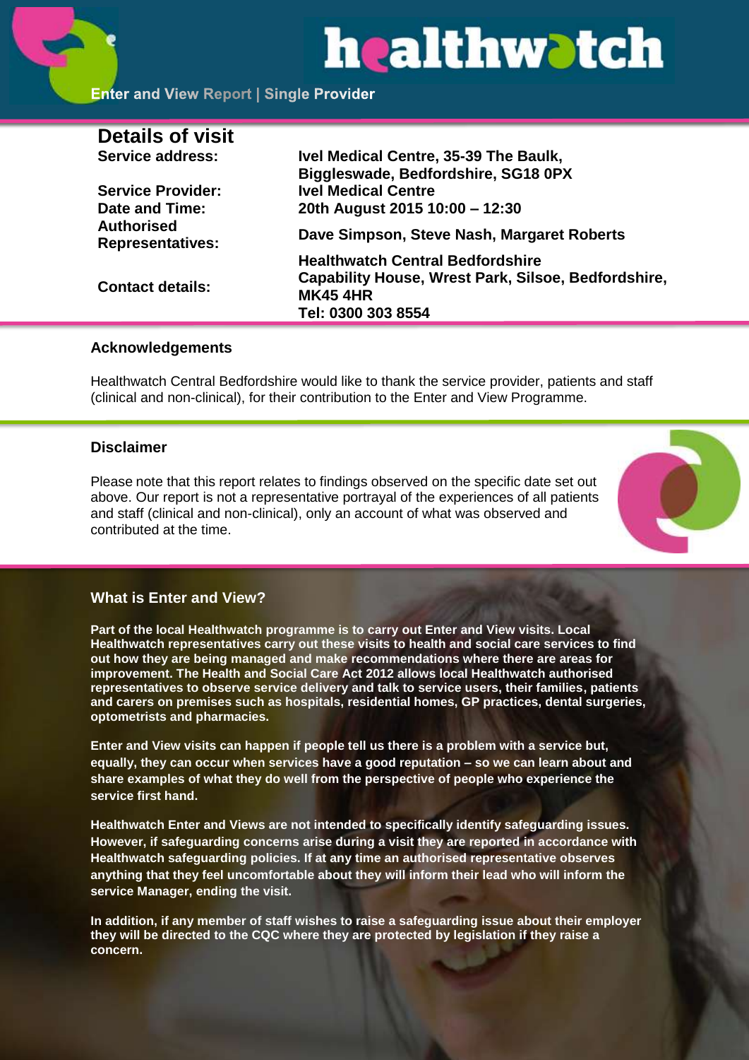# healthwatch

**Enter and View Report | Single Provider**

## Details of visit

| | |
|---|---|
| **Service address:** | **Ivel Medical Centre, 35-39 The Baulk, Biggleswade, Bedfordshire, SG18 0PX** |
| **Service Provider:** | **Ivel Medical Centre** |
| **Date and Time:** | **20th August 2015 10:00 – 12:30** |
| **Authorised Representatives:** | **Dave Simpson, Steve Nash, Margaret Roberts** |
| **Contact details:** | **Healthwatch Central Bedfordshire Capability House, Wrest Park, Silsoe, Bedfordshire, MK45 4HR Tel: 0300 303 8554** |

### Acknowledgements

Healthwatch Central Bedfordshire would like to thank the service provider, patients and staff (clinical and non-clinical), for their contribution to the Enter and View Programme.

### Disclaimer

Please note that this report relates to findings observed on the specific date set out above. Our report is not a representative portrayal of the experiences of all patients and staff (clinical and non-clinical), only an account of what was observed and contributed at the time.

### What is Enter and View?

**Part of the local Healthwatch programme is to carry out Enter and View visits. Local Healthwatch representatives carry out these visits to health and social care services to find out how they are being managed and make recommendations where there are areas for improvement. The Health and Social Care Act 2012 allows local Healthwatch authorised representatives to observe service delivery and talk to service users, their families, patients and carers on premises such as hospitals, residential homes, GP practices, dental surgeries, optometrists and pharmacies.**

**Enter and View visits can happen if people tell us there is a problem with a service but, equally, they can occur when services have a good reputation – so we can learn about and share examples of what they do well from the perspective of people who experience the service first hand.**

**Healthwatch Enter and Views are not intended to specifically identify safeguarding issues. However, if safeguarding concerns arise during a visit they are reported in accordance with Healthwatch safeguarding policies. If at any time an authorised representative observes anything that they feel uncomfortable about they will inform their lead who will inform the service Manager, ending the visit.**

**In addition, if any member of staff wishes to raise a safeguarding issue about their employer they will be directed to the CQC where they are protected by legislation if they raise a concern.**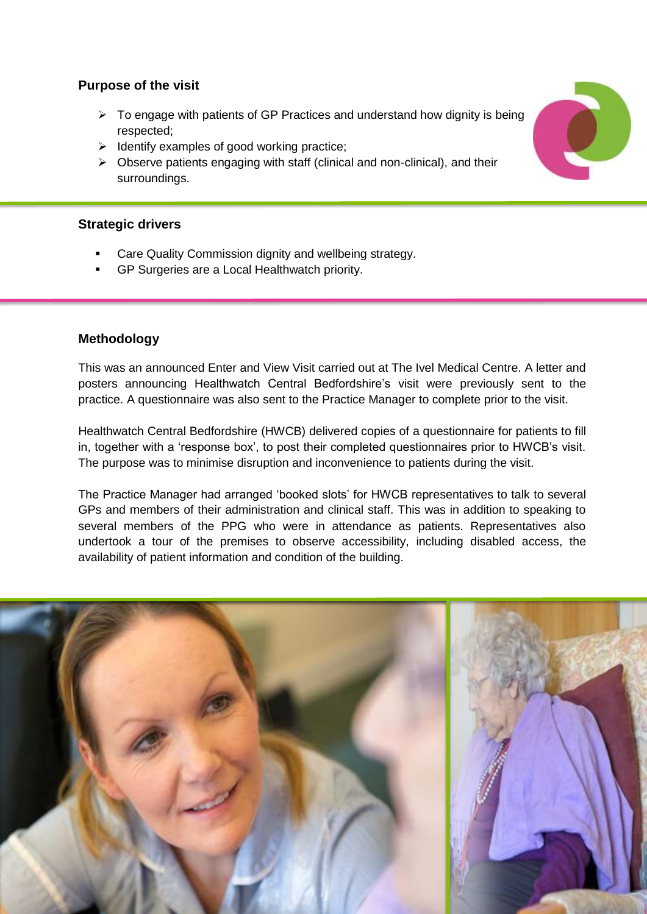## Purpose of the visit

- To engage with patients of GP Practices and understand how dignity is being respected;
- Identify examples of good working practice;
- Observe patients engaging with staff (clinical and non-clinical), and their surroundings.

## Strategic drivers

- Care Quality Commission dignity and wellbeing strategy.
- GP Surgeries are a Local Healthwatch priority.

## Methodology

This was an announced Enter and View Visit carried out at The Ivel Medical Centre. A letter and posters announcing Healthwatch Central Bedfordshire's visit were previously sent to the practice. A questionnaire was also sent to the Practice Manager to complete prior to the visit.

Healthwatch Central Bedfordshire (HWCB) delivered copies of a questionnaire for patients to fill in, together with a 'response box', to post their completed questionnaires prior to HWCB's visit. The purpose was to minimise disruption and inconvenience to patients during the visit.

The Practice Manager had arranged 'booked slots' for HWCB representatives to talk to several GPs and members of their administration and clinical staff. This was in addition to speaking to several members of the PPG who were in attendance as patients. Representatives also undertook a tour of the premises to observe accessibility, including disabled access, the availability of patient information and condition of the building.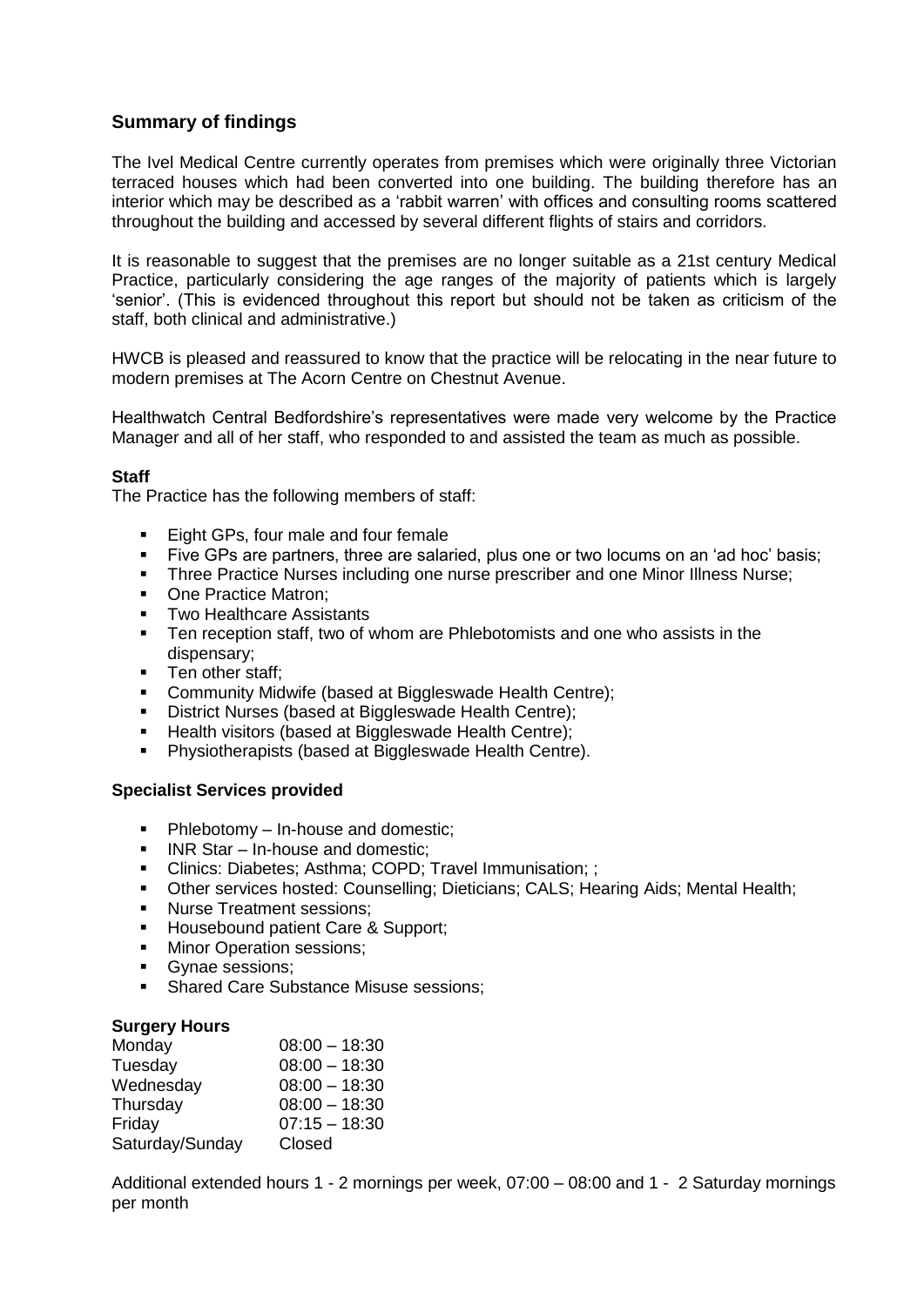## Summary of findings

The Ivel Medical Centre currently operates from premises which were originally three Victorian terraced houses which had been converted into one building. The building therefore has an interior which may be described as a 'rabbit warren' with offices and consulting rooms scattered throughout the building and accessed by several different flights of stairs and corridors.

It is reasonable to suggest that the premises are no longer suitable as a 21st century Medical Practice, particularly considering the age ranges of the majority of patients which is largely 'senior'. (This is evidenced throughout this report but should not be taken as criticism of the staff, both clinical and administrative.)

HWCB is pleased and reassured to know that the practice will be relocating in the near future to modern premises at The Acorn Centre on Chestnut Avenue.

Healthwatch Central Bedfordshire's representatives were made very welcome by the Practice Manager and all of her staff, who responded to and assisted the team as much as possible.

**Staff**

The Practice has the following members of staff:

- Eight GPs, four male and four female
- Five GPs are partners, three are salaried, plus one or two locums on an 'ad hoc' basis;
- Three Practice Nurses including one nurse prescriber and one Minor Illness Nurse;
- One Practice Matron;
- Two Healthcare Assistants
- Ten reception staff, two of whom are Phlebotomists and one who assists in the dispensary;
- Ten other staff;
- Community Midwife (based at Biggleswade Health Centre);
- District Nurses (based at Biggleswade Health Centre);
- Health visitors (based at Biggleswade Health Centre);
- Physiotherapists (based at Biggleswade Health Centre).

**Specialist Services provided**

- Phlebotomy – In-house and domestic;
- INR Star – In-house and domestic;
- Clinics: Diabetes; Asthma; COPD; Travel Immunisation; ;
- Other services hosted: Counselling; Dieticians; CALS; Hearing Aids; Mental Health;
- Nurse Treatment sessions;
- Housebound patient Care & Support;
- Minor Operation sessions;
- Gynae sessions;
- Shared Care Substance Misuse sessions;

**Surgery Hours**

| | |
|---|---|
| Monday | 08:00 – 18:30 |
| Tuesday | 08:00 – 18:30 |
| Wednesday | 08:00 – 18:30 |
| Thursday | 08:00 – 18:30 |
| Friday | 07:15 – 18:30 |
| Saturday/Sunday | Closed |

Additional extended hours 1 - 2 mornings per week, 07:00 – 08:00 and 1 - 2 Saturday mornings per month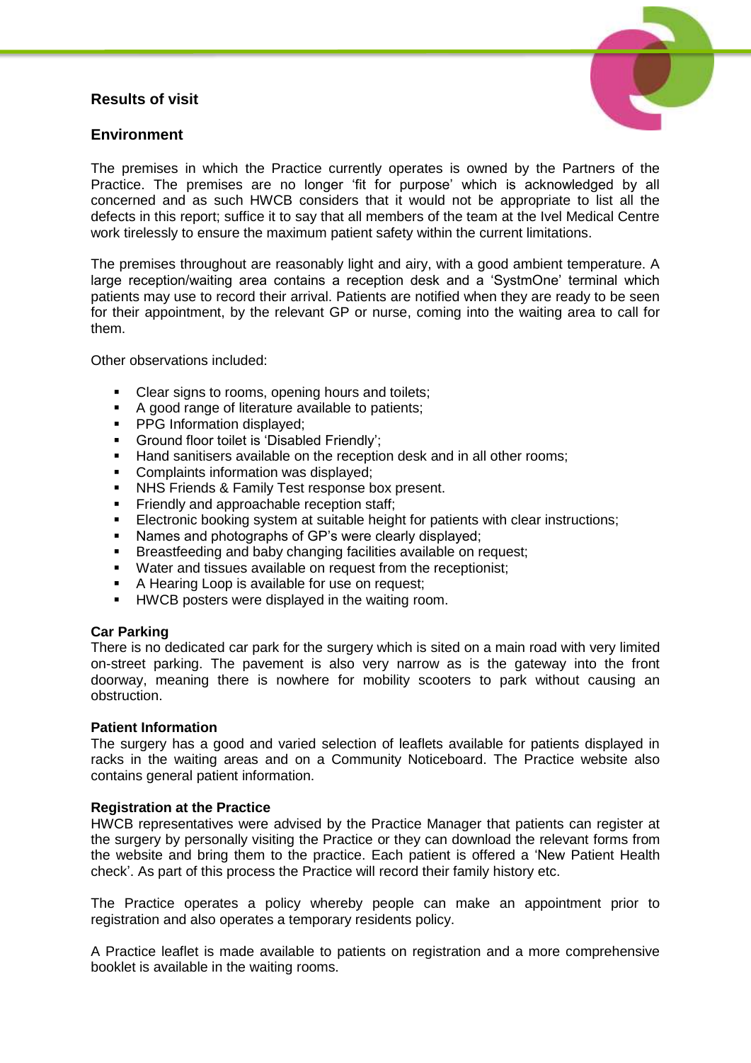## Results of visit

## Environment

The premises in which the Practice currently operates is owned by the Partners of the Practice. The premises are no longer 'fit for purpose' which is acknowledged by all concerned and as such HWCB considers that it would not be appropriate to list all the defects in this report; suffice it to say that all members of the team at the Ivel Medical Centre work tirelessly to ensure the maximum patient safety within the current limitations.

The premises throughout are reasonably light and airy, with a good ambient temperature. A large reception/waiting area contains a reception desk and a 'SystmOne' terminal which patients may use to record their arrival. Patients are notified when they are ready to be seen for their appointment, by the relevant GP or nurse, coming into the waiting area to call for them.

Other observations included:

- Clear signs to rooms, opening hours and toilets;
- A good range of literature available to patients;
- PPG Information displayed;
- Ground floor toilet is 'Disabled Friendly';
- Hand sanitisers available on the reception desk and in all other rooms;
- Complaints information was displayed;
- NHS Friends & Family Test response box present.
- Friendly and approachable reception staff;
- Electronic booking system at suitable height for patients with clear instructions;
- Names and photographs of GP's were clearly displayed;
- Breastfeeding and baby changing facilities available on request;
- Water and tissues available on request from the receptionist;
- A Hearing Loop is available for use on request;
- HWCB posters were displayed in the waiting room.

**Car Parking**

There is no dedicated car park for the surgery which is sited on a main road with very limited on-street parking. The pavement is also very narrow as is the gateway into the front doorway, meaning there is nowhere for mobility scooters to park without causing an obstruction.

**Patient Information**

The surgery has a good and varied selection of leaflets available for patients displayed in racks in the waiting areas and on a Community Noticeboard. The Practice website also contains general patient information.

**Registration at the Practice**

HWCB representatives were advised by the Practice Manager that patients can register at the surgery by personally visiting the Practice or they can download the relevant forms from the website and bring them to the practice. Each patient is offered a 'New Patient Health check'. As part of this process the Practice will record their family history etc.

The Practice operates a policy whereby people can make an appointment prior to registration and also operates a temporary residents policy.

A Practice leaflet is made available to patients on registration and a more comprehensive booklet is available in the waiting rooms.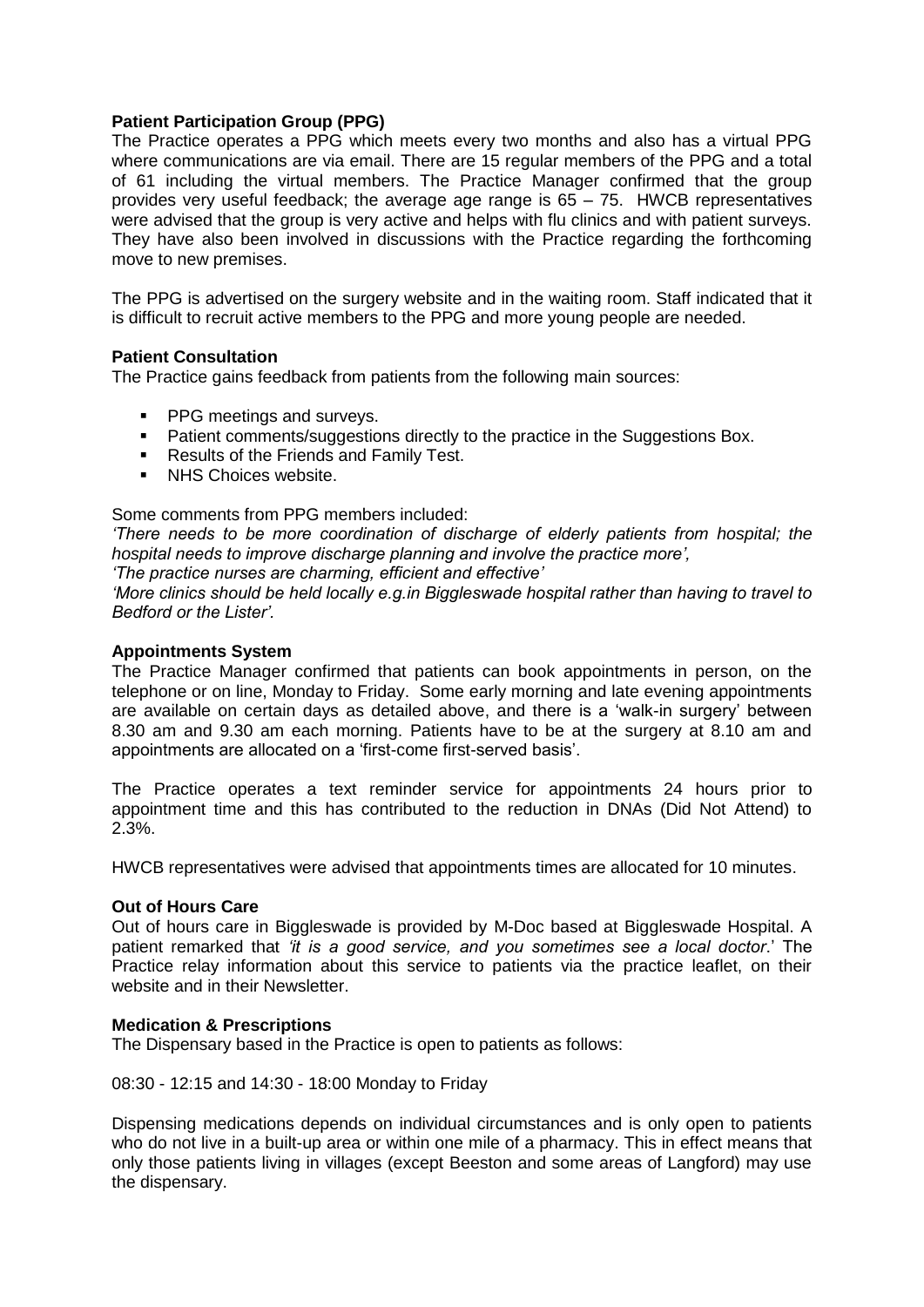**Patient Participation Group (PPG)**

The Practice operates a PPG which meets every two months and also has a virtual PPG where communications are via email. There are 15 regular members of the PPG and a total of 61 including the virtual members. The Practice Manager confirmed that the group provides very useful feedback; the average age range is 65 – 75. HWCB representatives were advised that the group is very active and helps with flu clinics and with patient surveys. They have also been involved in discussions with the Practice regarding the forthcoming move to new premises.

The PPG is advertised on the surgery website and in the waiting room. Staff indicated that it is difficult to recruit active members to the PPG and more young people are needed.

**Patient Consultation**

The Practice gains feedback from patients from the following main sources:

- PPG meetings and surveys.
- Patient comments/suggestions directly to the practice in the Suggestions Box.
- Results of the Friends and Family Test.
- NHS Choices website.

Some comments from PPG members included:

*'There needs to be more coordination of discharge of elderly patients from hospital; the hospital needs to improve discharge planning and involve the practice more',*

*'The practice nurses are charming, efficient and effective'*

*'More clinics should be held locally e.g.in Biggleswade hospital rather than having to travel to Bedford or the Lister'.*

**Appointments System**

The Practice Manager confirmed that patients can book appointments in person, on the telephone or on line, Monday to Friday. Some early morning and late evening appointments are available on certain days as detailed above, and there is a 'walk-in surgery' between 8.30 am and 9.30 am each morning. Patients have to be at the surgery at 8.10 am and appointments are allocated on a 'first-come first-served basis'.

The Practice operates a text reminder service for appointments 24 hours prior to appointment time and this has contributed to the reduction in DNAs (Did Not Attend) to 2.3%.

HWCB representatives were advised that appointments times are allocated for 10 minutes.

**Out of Hours Care**

Out of hours care in Biggleswade is provided by M-Doc based at Biggleswade Hospital. A patient remarked that *'it is a good service, and you sometimes see a local doctor*.' The Practice relay information about this service to patients via the practice leaflet, on their website and in their Newsletter.

**Medication & Prescriptions**

The Dispensary based in the Practice is open to patients as follows:

08:30 - 12:15 and 14:30 - 18:00 Monday to Friday

Dispensing medications depends on individual circumstances and is only open to patients who do not live in a built-up area or within one mile of a pharmacy. This in effect means that only those patients living in villages (except Beeston and some areas of Langford) may use the dispensary.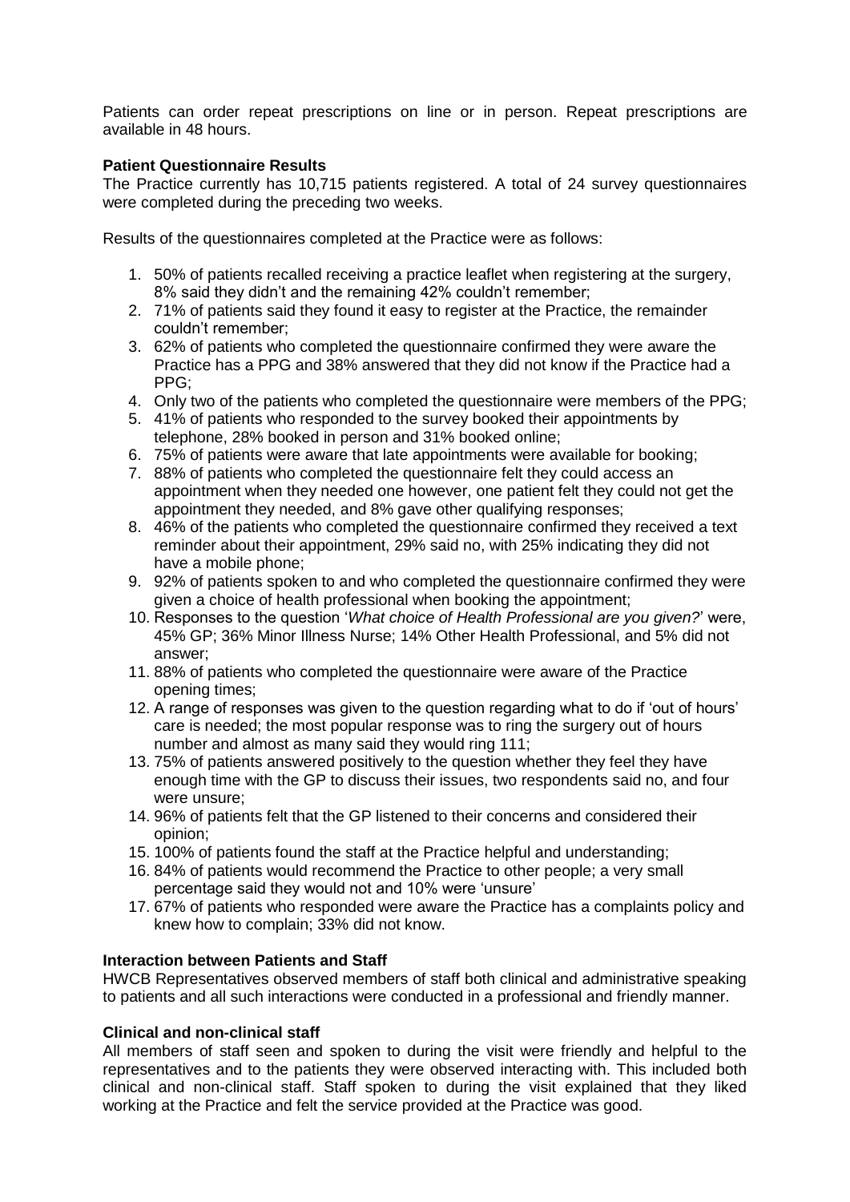Patients can order repeat prescriptions on line or in person. Repeat prescriptions are available in 48 hours.

**Patient Questionnaire Results**

The Practice currently has 10,715 patients registered. A total of 24 survey questionnaires were completed during the preceding two weeks.

Results of the questionnaires completed at the Practice were as follows:

1. 50% of patients recalled receiving a practice leaflet when registering at the surgery, 8% said they didn't and the remaining 42% couldn't remember;
2. 71% of patients said they found it easy to register at the Practice, the remainder couldn't remember;
3. 62% of patients who completed the questionnaire confirmed they were aware the Practice has a PPG and 38% answered that they did not know if the Practice had a PPG;
4. Only two of the patients who completed the questionnaire were members of the PPG;
5. 41% of patients who responded to the survey booked their appointments by telephone, 28% booked in person and 31% booked online;
6. 75% of patients were aware that late appointments were available for booking;
7. 88% of patients who completed the questionnaire felt they could access an appointment when they needed one however, one patient felt they could not get the appointment they needed, and 8% gave other qualifying responses;
8. 46% of the patients who completed the questionnaire confirmed they received a text reminder about their appointment, 29% said no, with 25% indicating they did not have a mobile phone;
9. 92% of patients spoken to and who completed the questionnaire confirmed they were given a choice of health professional when booking the appointment;
10. Responses to the question '*What choice of Health Professional are you given?*' were, 45% GP; 36% Minor Illness Nurse; 14% Other Health Professional, and 5% did not answer;
11. 88% of patients who completed the questionnaire were aware of the Practice opening times;
12. A range of responses was given to the question regarding what to do if 'out of hours' care is needed; the most popular response was to ring the surgery out of hours number and almost as many said they would ring 111;
13. 75% of patients answered positively to the question whether they feel they have enough time with the GP to discuss their issues, two respondents said no, and four were unsure;
14. 96% of patients felt that the GP listened to their concerns and considered their opinion;
15. 100% of patients found the staff at the Practice helpful and understanding;
16. 84% of patients would recommend the Practice to other people; a very small percentage said they would not and 10% were 'unsure'
17. 67% of patients who responded were aware the Practice has a complaints policy and knew how to complain; 33% did not know.

**Interaction between Patients and Staff**

HWCB Representatives observed members of staff both clinical and administrative speaking to patients and all such interactions were conducted in a professional and friendly manner.

**Clinical and non-clinical staff**

All members of staff seen and spoken to during the visit were friendly and helpful to the representatives and to the patients they were observed interacting with. This included both clinical and non-clinical staff. Staff spoken to during the visit explained that they liked working at the Practice and felt the service provided at the Practice was good.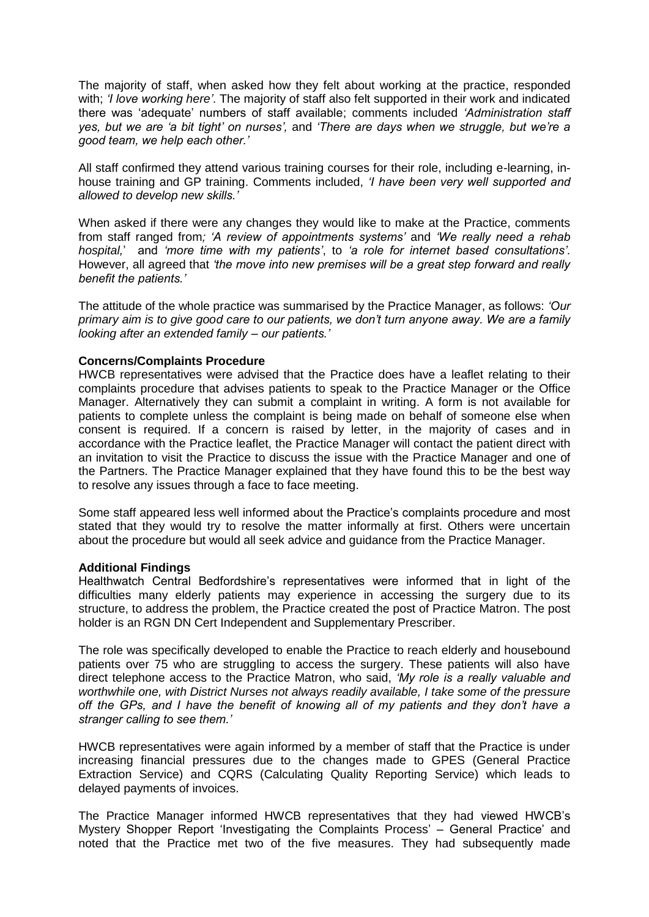The majority of staff, when asked how they felt about working at the practice, responded with; *'I love working here'*. The majority of staff also felt supported in their work and indicated there was 'adequate' numbers of staff available; comments included *'Administration staff yes, but we are 'a bit tight' on nurses',* and *'There are days when we struggle, but we're a good team, we help each other.'*

All staff confirmed they attend various training courses for their role, including e-learning, in-house training and GP training. Comments included, *'I have been very well supported and allowed to develop new skills.'*

When asked if there were any changes they would like to make at the Practice, comments from staff ranged from*; 'A review of appointments systems'* and *'We really need a rehab hospital,'* and *'more time with my patients'*, to *'a role for internet based consultations'*. However, all agreed that *'the move into new premises will be a great step forward and really benefit the patients.'*

The attitude of the whole practice was summarised by the Practice Manager, as follows: *'Our primary aim is to give good care to our patients, we don't turn anyone away. We are a family looking after an extended family – our patients.'*

**Concerns/Complaints Procedure**

HWCB representatives were advised that the Practice does have a leaflet relating to their complaints procedure that advises patients to speak to the Practice Manager or the Office Manager. Alternatively they can submit a complaint in writing. A form is not available for patients to complete unless the complaint is being made on behalf of someone else when consent is required. If a concern is raised by letter, in the majority of cases and in accordance with the Practice leaflet, the Practice Manager will contact the patient direct with an invitation to visit the Practice to discuss the issue with the Practice Manager and one of the Partners. The Practice Manager explained that they have found this to be the best way to resolve any issues through a face to face meeting.

Some staff appeared less well informed about the Practice's complaints procedure and most stated that they would try to resolve the matter informally at first. Others were uncertain about the procedure but would all seek advice and guidance from the Practice Manager.

**Additional Findings**

Healthwatch Central Bedfordshire's representatives were informed that in light of the difficulties many elderly patients may experience in accessing the surgery due to its structure, to address the problem, the Practice created the post of Practice Matron. The post holder is an RGN DN Cert Independent and Supplementary Prescriber.

The role was specifically developed to enable the Practice to reach elderly and housebound patients over 75 who are struggling to access the surgery. These patients will also have direct telephone access to the Practice Matron, who said, *'My role is a really valuable and worthwhile one, with District Nurses not always readily available, I take some of the pressure off the GPs, and I have the benefit of knowing all of my patients and they don't have a stranger calling to see them.'*

HWCB representatives were again informed by a member of staff that the Practice is under increasing financial pressures due to the changes made to GPES (General Practice Extraction Service) and CQRS (Calculating Quality Reporting Service) which leads to delayed payments of invoices.

The Practice Manager informed HWCB representatives that they had viewed HWCB's Mystery Shopper Report 'Investigating the Complaints Process' – General Practice' and noted that the Practice met two of the five measures. They had subsequently made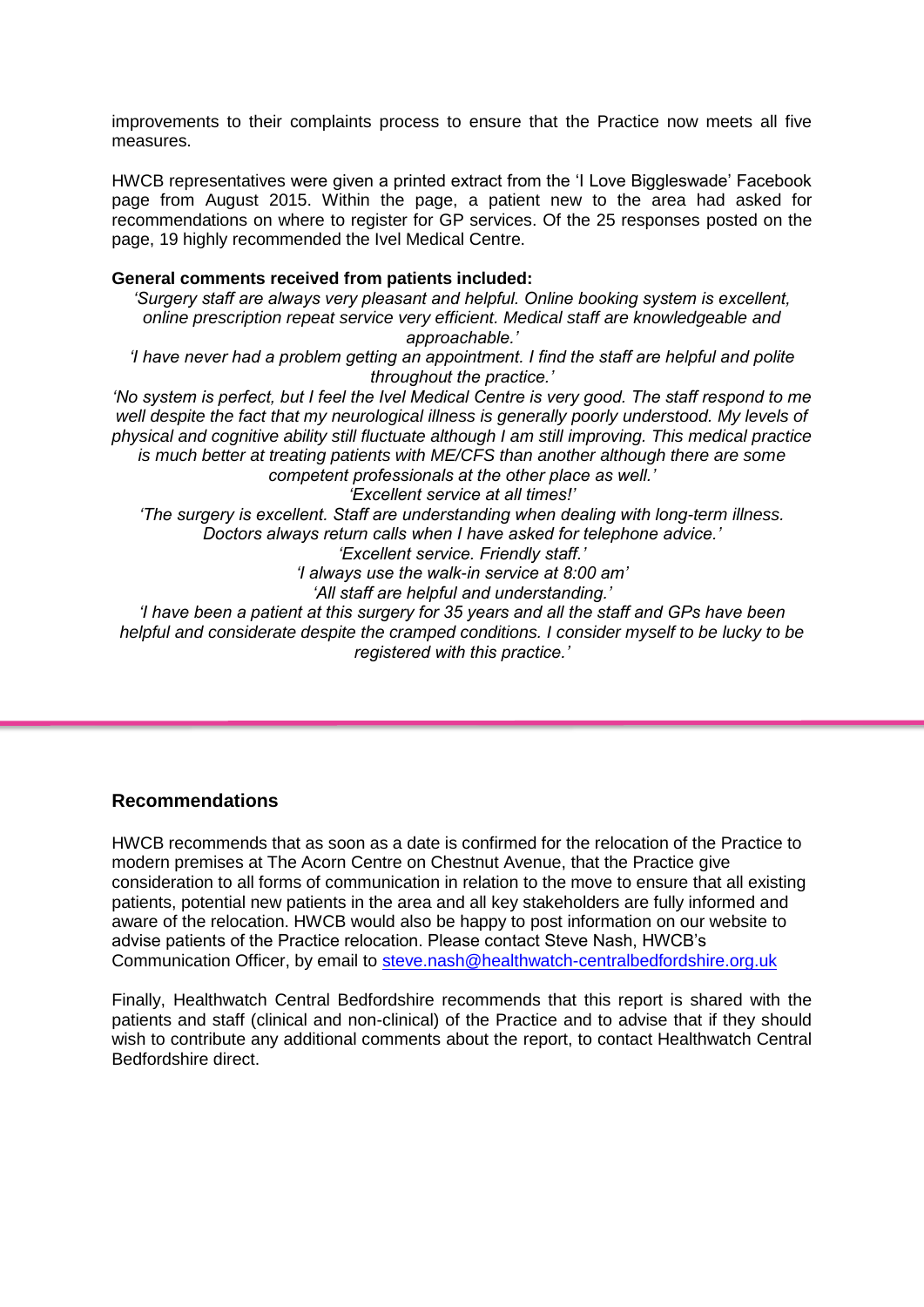improvements to their complaints process to ensure that the Practice now meets all five measures.

HWCB representatives were given a printed extract from the 'I Love Biggleswade' Facebook page from August 2015. Within the page, a patient new to the area had asked for recommendations on where to register for GP services. Of the 25 responses posted on the page, 19 highly recommended the Ivel Medical Centre.

**General comments received from patients included:**

*'Surgery staff are always very pleasant and helpful. Online booking system is excellent, online prescription repeat service very efficient. Medical staff are knowledgeable and approachable.'*

*'I have never had a problem getting an appointment. I find the staff are helpful and polite throughout the practice.'*

*'No system is perfect, but I feel the Ivel Medical Centre is very good. The staff respond to me well despite the fact that my neurological illness is generally poorly understood. My levels of physical and cognitive ability still fluctuate although I am still improving. This medical practice is much better at treating patients with ME/CFS than another although there are some competent professionals at the other place as well.'*

*'Excellent service at all times!'*

*'The surgery is excellent. Staff are understanding when dealing with long-term illness. Doctors always return calls when I have asked for telephone advice.'*

*'Excellent service. Friendly staff.'*

*'I always use the walk-in service at 8:00 am'*

*'All staff are helpful and understanding.'*

*'I have been a patient at this surgery for 35 years and all the staff and GPs have been helpful and considerate despite the cramped conditions. I consider myself to be lucky to be registered with this practice.'*

---

## Recommendations

HWCB recommends that as soon as a date is confirmed for the relocation of the Practice to modern premises at The Acorn Centre on Chestnut Avenue, that the Practice give consideration to all forms of communication in relation to the move to ensure that all existing patients, potential new patients in the area and all key stakeholders are fully informed and aware of the relocation. HWCB would also be happy to post information on our website to advise patients of the Practice relocation. Please contact Steve Nash, HWCB's Communication Officer, by email to steve.nash@healthwatch-centralbedfordshire.org.uk

Finally, Healthwatch Central Bedfordshire recommends that this report is shared with the patients and staff (clinical and non-clinical) of the Practice and to advise that if they should wish to contribute any additional comments about the report, to contact Healthwatch Central Bedfordshire direct.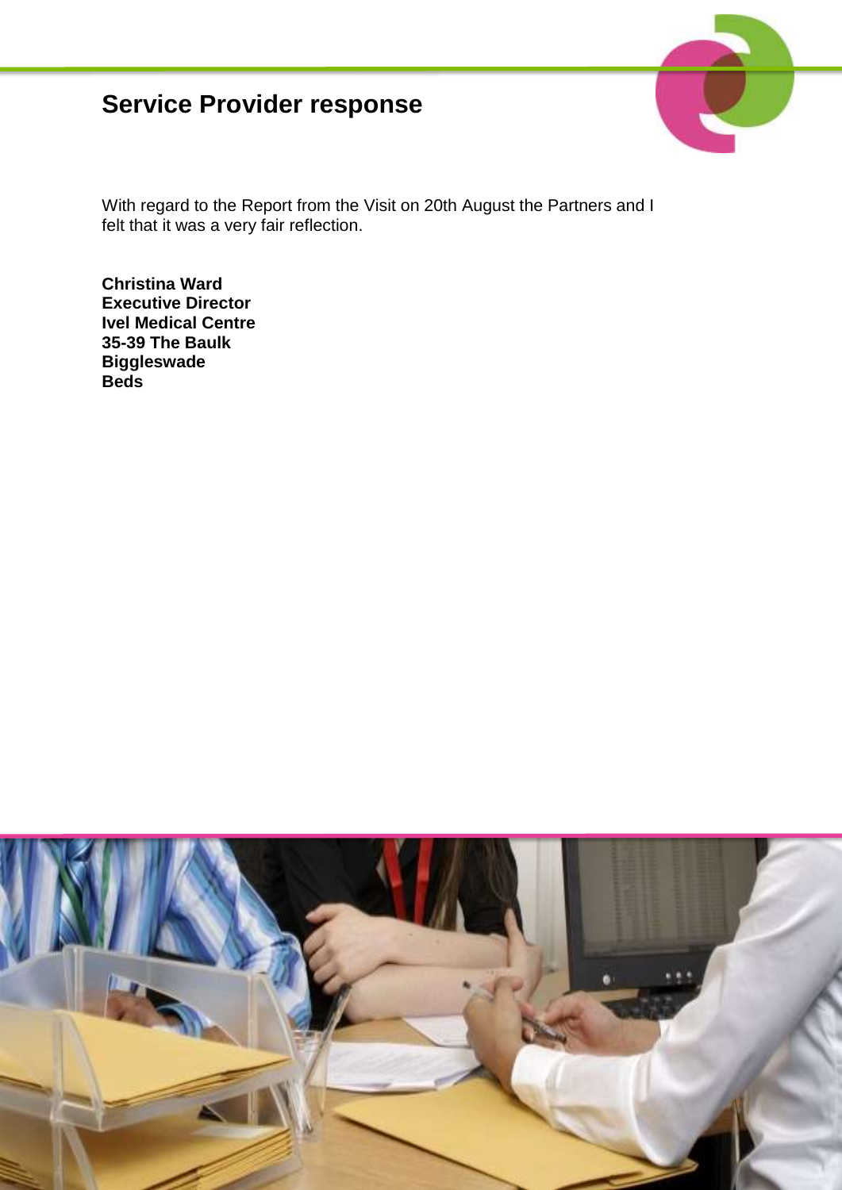# Service Provider response

With regard to the Report from the Visit on 20th August the Partners and I felt that it was a very fair reflection.

**Christina Ward**
**Executive Director**
**Ivel Medical Centre**
**35-39 The Baulk**
**Biggleswade**
**Beds**